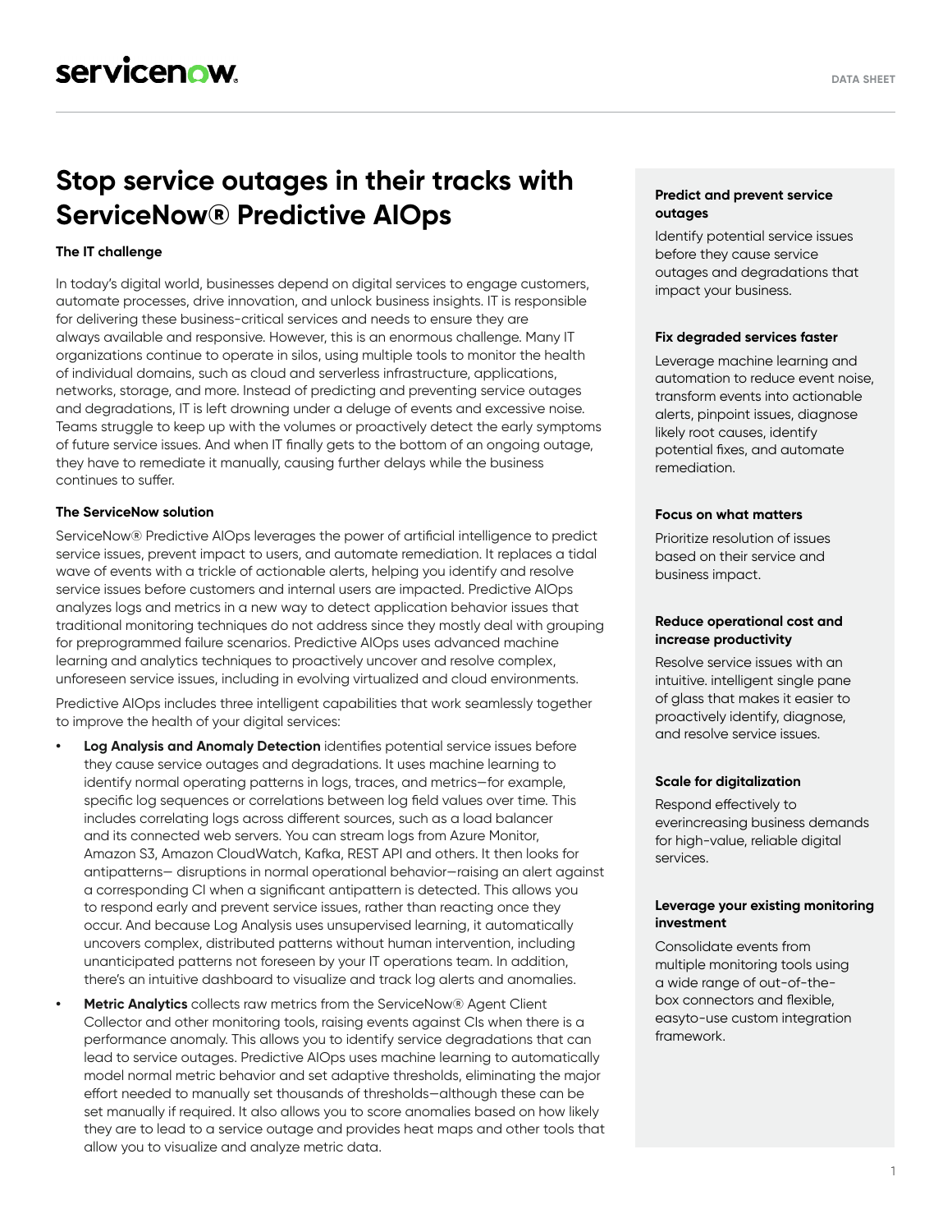# Stop service outages in their tracks with ServiceNow® Predictive AIOps

### The IT challenge

In today's digital world, businesses depend on digital services to engage customers, automate processes, drive innovation, and unlock business insights. IT is responsible for delivering these business-critical services and needs to ensure they are always available and responsive. However, this is an enormous challenge. Many IT organizations continue to operate in silos, using multiple tools to monitor the health of individual domains, such as cloud and serverless infrastructure, applications, networks, storage, and more. Instead of predicting and preventing service outages and degradations, IT is left drowning under a deluge of events and excessive noise. Teams struggle to keep up with the volumes or proactively detect the early symptoms of future service issues. And when IT finally gets to the bottom of an ongoing outage, they have to remediate it manually, causing further delays while the business continues to suffer.

### The ServiceNow solution

ServiceNow® Predictive AIOps leverages the power of artificial intelligence to predict service issues, prevent impact to users, and automate remediation. It replaces a tidal wave of events with a trickle of actionable alerts, helping you identify and resolve service issues before customers and internal users are impacted. Predictive AIOps analyzes logs and metrics in a new way to detect application behavior issues that traditional monitoring techniques do not address since they mostly deal with grouping for preprogrammed failure scenarios. Predictive AIOps uses advanced machine learning and analytics techniques to proactively uncover and resolve complex, unforeseen service issues, including in evolving virtualized and cloud environments.

Predictive AIOps includes three intelligent capabilities that work seamlessly together to improve the health of your digital services:

- **Log Analysis and Anomaly Detection** identifies potential service issues before they cause service outages and degradations. It uses machine learning to identify normal operating patterns in logs, traces, and metrics—for example, specific log sequences or correlations between log field values over time. This includes correlating logs across different sources, such as a load balancer and its connected web servers. You can stream logs from Azure Monitor, Amazon S3, Amazon CloudWatch, Kafka, REST API and others. It then looks for antipatterns— disruptions in normal operational behavior—raising an alert against a corresponding CI when a significant antipattern is detected. This allows you to respond early and prevent service issues, rather than reacting once they occur. And because Log Analysis uses unsupervised learning, it automatically uncovers complex, distributed patterns without human intervention, including unanticipated patterns not foreseen by your IT operations team. In addition, there's an intuitive dashboard to visualize and track log alerts and anomalies.
- **Metric Analytics** collects raw metrics from the ServiceNow® Agent Client Collector and other monitoring tools, raising events against CIs when there is a performance anomaly. This allows you to identify service degradations that can lead to service outages. Predictive AIOps uses machine learning to automatically model normal metric behavior and set adaptive thresholds, eliminating the major effort needed to manually set thousands of thresholds—although these can be set manually if required. It also allows you to score anomalies based on how likely they are to lead to a service outage and provides heat maps and other tools that allow you to visualize and analyze metric data.

**Predict and prevent service outages**

Identify potential service issues before they cause service outages and degradations that impact your business.

**Fix degraded services faster**

Leverage machine learning and automation to reduce event noise, transform events into actionable alerts, pinpoint issues, diagnose likely root causes, identify potential fixes, and automate remediation.

**Focus on what matters**

Prioritize resolution of issues based on their service and business impact.

**Reduce operational cost and increase productivity**

Resolve service issues with an intuitive. intelligent single pane of glass that makes it easier to proactively identify, diagnose, and resolve service issues.

**Scale for digitalization**

Respond effectively to everincreasing business demands for high-value, reliable digital services.

**Leverage your existing monitoring investment**

Consolidate events from multiple monitoring tools using a wide range of out-of-the-box connectors and flexible, easyto-use custom integration framework.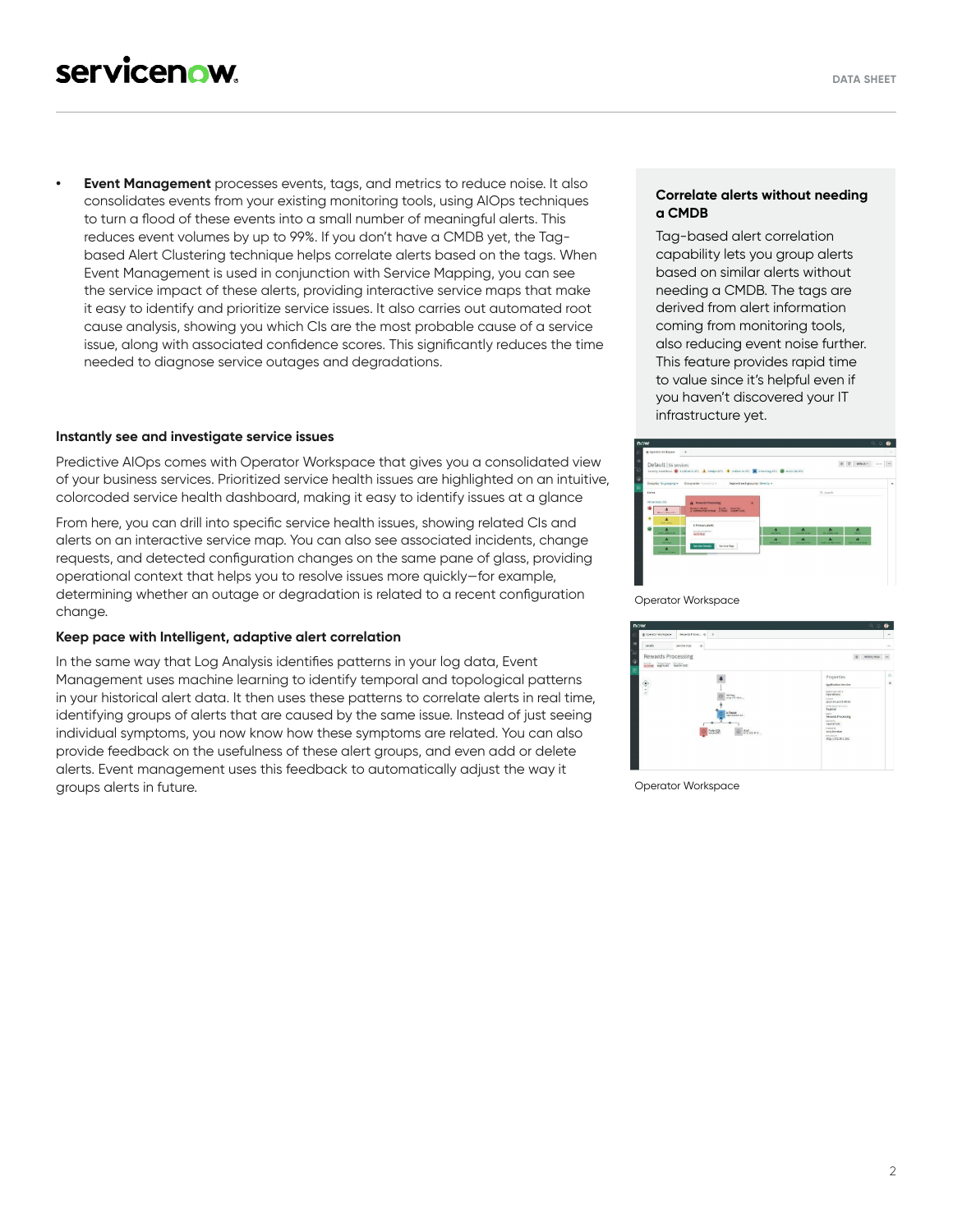- **Event Management** processes events, tags, and metrics to reduce noise. It also consolidates events from your existing monitoring tools, using AIOps techniques to turn a flood of these events into a small number of meaningful alerts. This reduces event volumes by up to 99%. If you don't have a CMDB yet, the Tag-based Alert Clustering technique helps correlate alerts based on the tags. When Event Management is used in conjunction with Service Mapping, you can see the service impact of these alerts, providing interactive service maps that make it easy to identify and prioritize service issues. It also carries out automated root cause analysis, showing you which CIs are the most probable cause of a service issue, along with associated confidence scores. This significantly reduces the time needed to diagnose service outages and degradations.

#### Instantly see and investigate service issues

Predictive AIOps comes with Operator Workspace that gives you a consolidated view of your business services. Prioritized service health issues are highlighted on an intuitive, colorcoded service health dashboard, making it easy to identify issues at a glance

From here, you can drill into specific service health issues, showing related CIs and alerts on an interactive service map. You can also see associated incidents, change requests, and detected configuration changes on the same pane of glass, providing operational context that helps you to resolve issues more quickly—for example, determining whether an outage or degradation is related to a recent configuration change.

#### Keep pace with Intelligent, adaptive alert correlation

In the same way that Log Analysis identifies patterns in your log data, Event Management uses machine learning to identify temporal and topological patterns in your historical alert data. It then uses these patterns to correlate alerts in real time, identifying groups of alerts that are caused by the same issue. Instead of just seeing individual symptoms, you now know how these symptoms are related. You can also provide feedback on the usefulness of these alert groups, and even add or delete alerts. Event management uses this feedback to automatically adjust the way it groups alerts in future.

#### Correlate alerts without needing a CMDB

Tag-based alert correlation capability lets you group alerts based on similar alerts without needing a CMDB. The tags are derived from alert information coming from monitoring tools, also reducing event noise further. This feature provides rapid time to value since it's helpful even if you haven't discovered your IT infrastructure yet.

Operator Workspace

Operator Workspace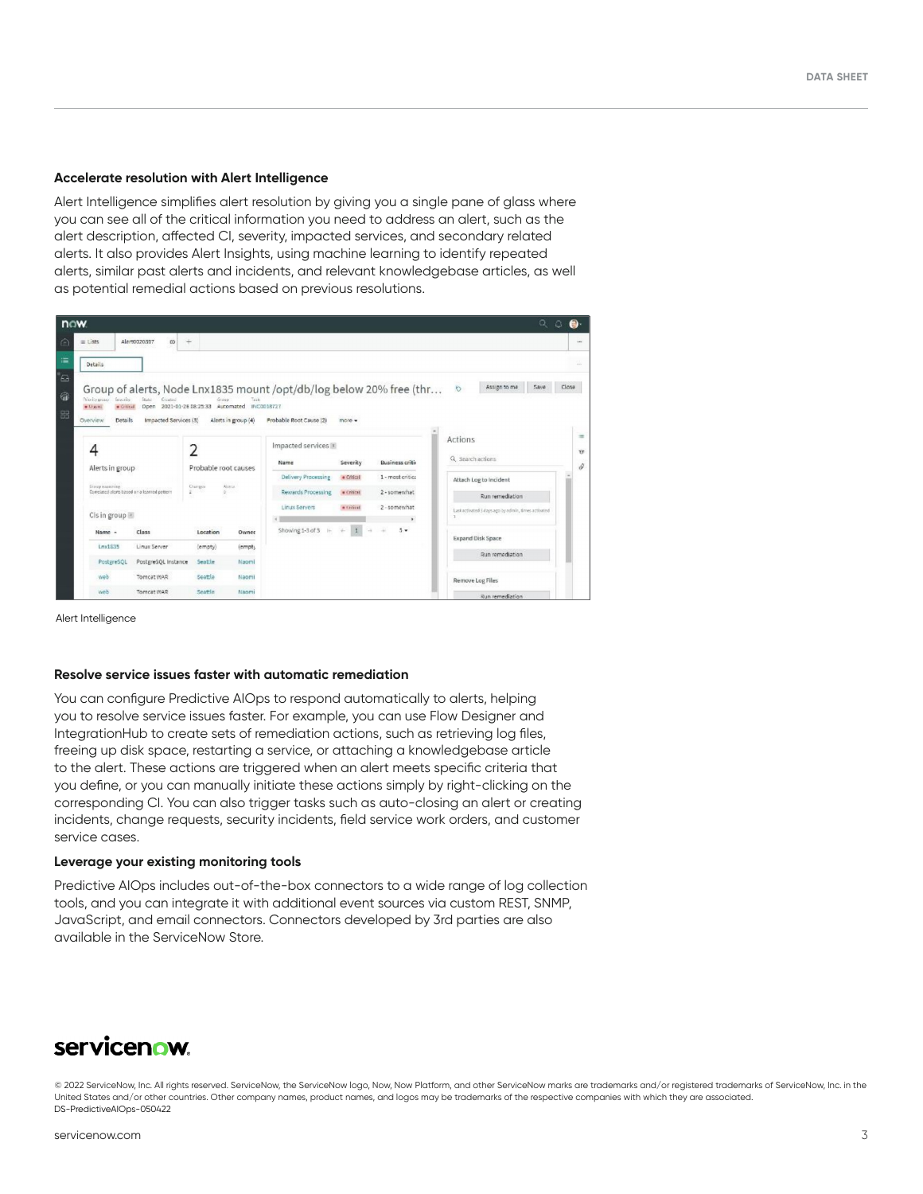### Accelerate resolution with Alert Intelligence

Alert Intelligence simplifies alert resolution by giving you a single pane of glass where you can see all of the critical information you need to address an alert, such as the alert description, affected CI, severity, impacted services, and secondary related alerts. It also provides Alert Insights, using machine learning to identify repeated alerts, similar past alerts and incidents, and relevant knowledgebase articles, as well as potential remedial actions based on previous resolutions.

Alert Intelligence

### Resolve service issues faster with automatic remediation

You can configure Predictive AIOps to respond automatically to alerts, helping you to resolve service issues faster. For example, you can use Flow Designer and IntegrationHub to create sets of remediation actions, such as retrieving log files, freeing up disk space, restarting a service, or attaching a knowledgebase article to the alert. These actions are triggered when an alert meets specific criteria that you define, or you can manually initiate these actions simply by right-clicking on the corresponding CI. You can also trigger tasks such as auto-closing an alert or creating incidents, change requests, security incidents, field service work orders, and customer service cases.

### Leverage your existing monitoring tools

Predictive AIOps includes out-of-the-box connectors to a wide range of log collection tools, and you can integrate it with additional event sources via custom REST, SNMP, JavaScript, and email connectors. Connectors developed by 3rd parties are also available in the ServiceNow Store.

© 2022 ServiceNow, Inc. All rights reserved. ServiceNow, the ServiceNow logo, Now, Now Platform, and other ServiceNow marks are trademarks and/or registered trademarks of ServiceNow, Inc. in the United States and/or other countries. Other company names, product names, and logos may be trademarks of the respective companies with which they are associated.
DS-PredictiveAIOps-050422

servicenow.com